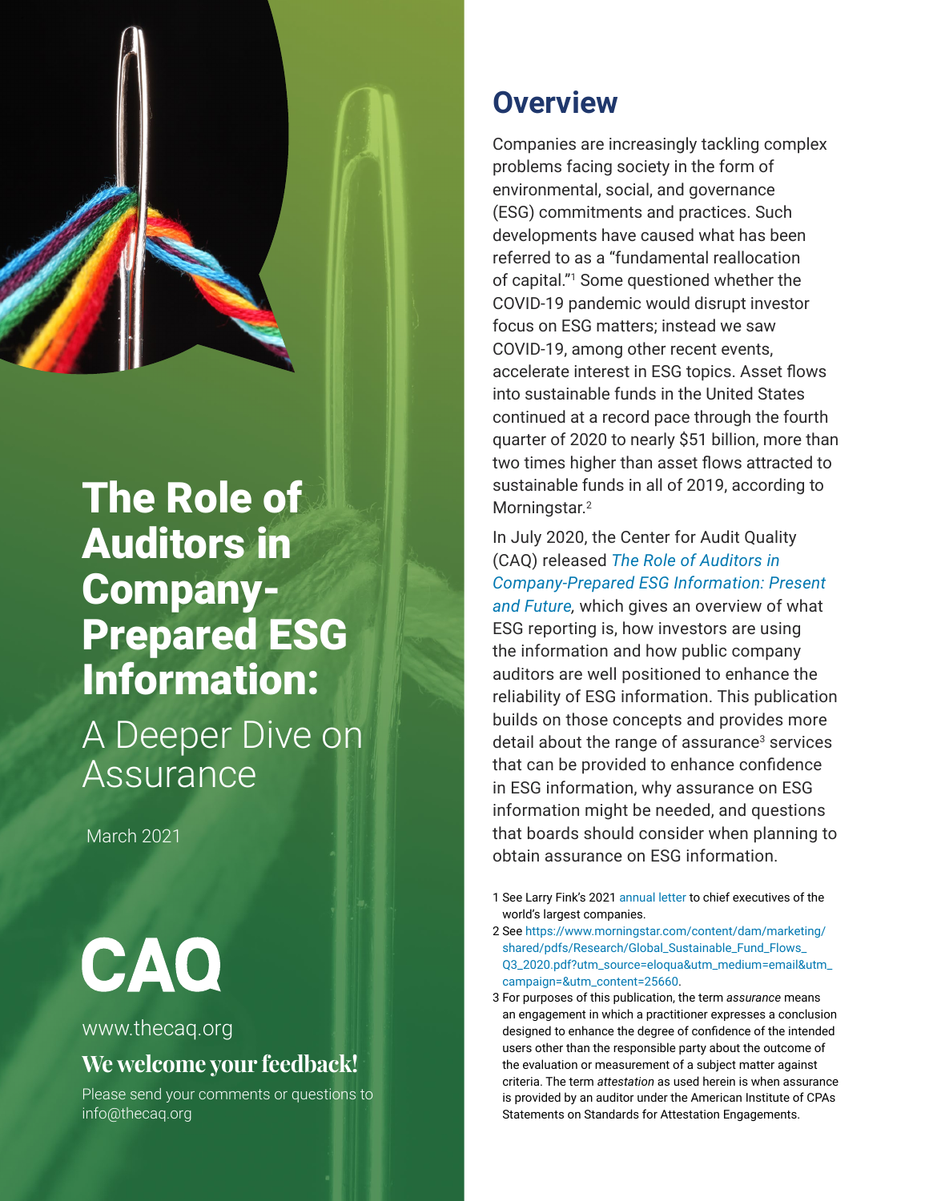# The Role of Auditors in Company-Prepared ESG Information:

A Deeper Dive on Assurance

March 2021

CAQ

www.thecaq.org

**We welcome your feedback!**

Please send your comments or questions to info@thecaq.org

## Overview

Companies are increasingly tackling complex problems facing society in the form of environmental, social, and governance (ESG) commitments and practices. Such developments have caused what has been referred to as a "fundamental reallocation of capital."[1] Some questioned whether the COVID-19 pandemic would disrupt investor focus on ESG matters; instead we saw COVID-19, among other recent events, accelerate interest in ESG topics. Asset flows into sustainable funds in the United States continued at a record pace through the fourth quarter of 2020 to nearly $51 billion, more than two times higher than asset flows attracted to sustainable funds in all of 2019, according to Morningstar.[2]

In July 2020, the Center for Audit Quality (CAQ) released *The Role of Auditors in Company-Prepared ESG Information: Present and Future,* which gives an overview of what ESG reporting is, how investors are using the information and how public company auditors are well positioned to enhance the reliability of ESG information. This publication builds on those concepts and provides more detail about the range of assurance[3] services that can be provided to enhance confidence in ESG information, why assurance on ESG information might be needed, and questions that boards should consider when planning to obtain assurance on ESG information.

1 See Larry Fink's 2021 annual letter to chief executives of the world's largest companies.

2 See https://www.morningstar.com/content/dam/marketing/shared/pdfs/Research/Global_Sustainable_Fund_Flows_Q3_2020.pdf?utm_source=eloqua&utm_medium=email&utm_campaign=&utm_content=25660.

3 For purposes of this publication, the term *assurance* means an engagement in which a practitioner expresses a conclusion designed to enhance the degree of confidence of the intended users other than the responsible party about the outcome of the evaluation or measurement of a subject matter against criteria. The term *attestation* as used herein is when assurance is provided by an auditor under the American Institute of CPAs Statements on Standards for Attestation Engagements.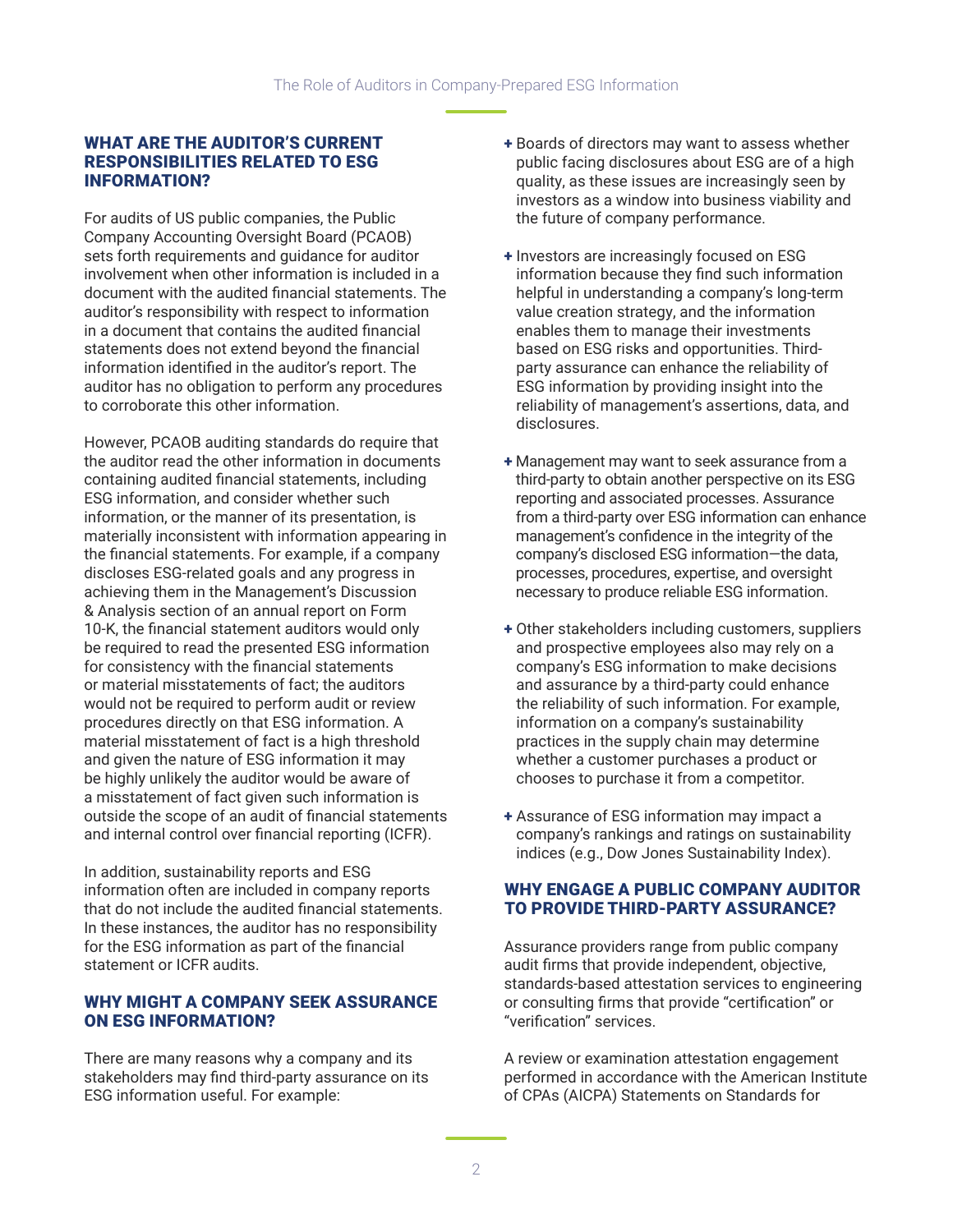## WHAT ARE THE AUDITOR'S CURRENT RESPONSIBILITIES RELATED TO ESG INFORMATION?

For audits of US public companies, the Public Company Accounting Oversight Board (PCAOB) sets forth requirements and guidance for auditor involvement when other information is included in a document with the audited financial statements. The auditor's responsibility with respect to information in a document that contains the audited financial statements does not extend beyond the financial information identified in the auditor's report. The auditor has no obligation to perform any procedures to corroborate this other information.

However, PCAOB auditing standards do require that the auditor read the other information in documents containing audited financial statements, including ESG information, and consider whether such information, or the manner of its presentation, is materially inconsistent with information appearing in the financial statements. For example, if a company discloses ESG-related goals and any progress in achieving them in the Management's Discussion & Analysis section of an annual report on Form 10-K, the financial statement auditors would only be required to read the presented ESG information for consistency with the financial statements or material misstatements of fact; the auditors would not be required to perform audit or review procedures directly on that ESG information. A material misstatement of fact is a high threshold and given the nature of ESG information it may be highly unlikely the auditor would be aware of a misstatement of fact given such information is outside the scope of an audit of financial statements and internal control over financial reporting (ICFR).

In addition, sustainability reports and ESG information often are included in company reports that do not include the audited financial statements. In these instances, the auditor has no responsibility for the ESG information as part of the financial statement or ICFR audits.

## WHY MIGHT A COMPANY SEEK ASSURANCE ON ESG INFORMATION?

There are many reasons why a company and its stakeholders may find third-party assurance on its ESG information useful. For example:

+ Boards of directors may want to assess whether public facing disclosures about ESG are of a high quality, as these issues are increasingly seen by investors as a window into business viability and the future of company performance.
+ Investors are increasingly focused on ESG information because they find such information helpful in understanding a company's long-term value creation strategy, and the information enables them to manage their investments based on ESG risks and opportunities. Third-party assurance can enhance the reliability of ESG information by providing insight into the reliability of management's assertions, data, and disclosures.
+ Management may want to seek assurance from a third-party to obtain another perspective on its ESG reporting and associated processes. Assurance from a third-party over ESG information can enhance management's confidence in the integrity of the company's disclosed ESG information—the data, processes, procedures, expertise, and oversight necessary to produce reliable ESG information.
+ Other stakeholders including customers, suppliers and prospective employees also may rely on a company's ESG information to make decisions and assurance by a third-party could enhance the reliability of such information. For example, information on a company's sustainability practices in the supply chain may determine whether a customer purchases a product or chooses to purchase it from a competitor.
+ Assurance of ESG information may impact a company's rankings and ratings on sustainability indices (e.g., Dow Jones Sustainability Index).

## WHY ENGAGE A PUBLIC COMPANY AUDITOR TO PROVIDE THIRD-PARTY ASSURANCE?

Assurance providers range from public company audit firms that provide independent, objective, standards-based attestation services to engineering or consulting firms that provide "certification" or "verification" services.

A review or examination attestation engagement performed in accordance with the American Institute of CPAs (AICPA) Statements on Standards for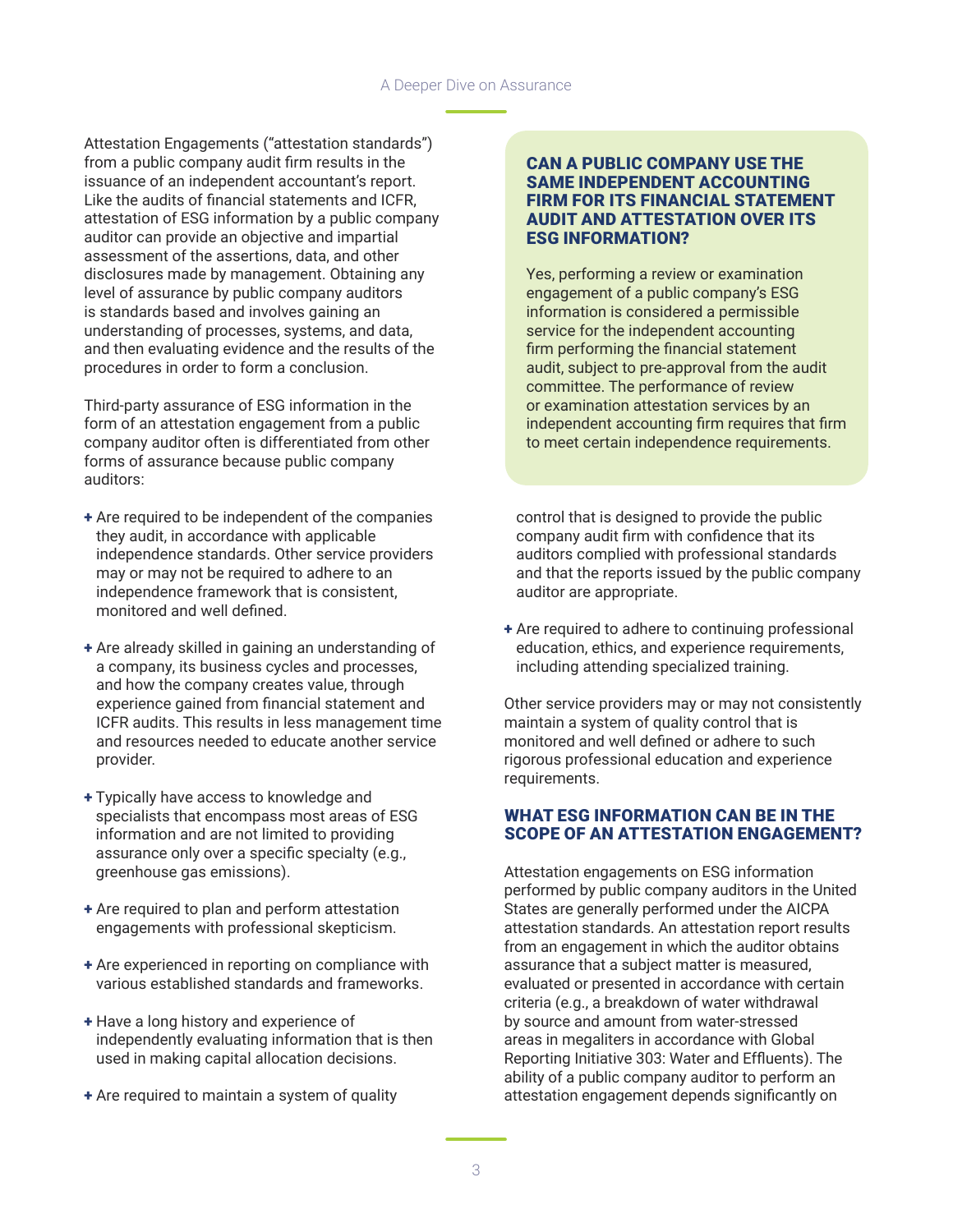Attestation Engagements ("attestation standards") from a public company audit firm results in the issuance of an independent accountant's report. Like the audits of financial statements and ICFR, attestation of ESG information by a public company auditor can provide an objective and impartial assessment of the assertions, data, and other disclosures made by management. Obtaining any level of assurance by public company auditors is standards based and involves gaining an understanding of processes, systems, and data, and then evaluating evidence and the results of the procedures in order to form a conclusion.

Third-party assurance of ESG information in the form of an attestation engagement from a public company auditor often is differentiated from other forms of assurance because public company auditors:

- Are required to be independent of the companies they audit, in accordance with applicable independence standards. Other service providers may or may not be required to adhere to an independence framework that is consistent, monitored and well defined.
- Are already skilled in gaining an understanding of a company, its business cycles and processes, and how the company creates value, through experience gained from financial statement and ICFR audits. This results in less management time and resources needed to educate another service provider.
- Typically have access to knowledge and specialists that encompass most areas of ESG information and are not limited to providing assurance only over a specific specialty (e.g., greenhouse gas emissions).
- Are required to plan and perform attestation engagements with professional skepticism.
- Are experienced in reporting on compliance with various established standards and frameworks.
- Have a long history and experience of independently evaluating information that is then used in making capital allocation decisions.
- Are required to maintain a system of quality control that is designed to provide the public company audit firm with confidence that its auditors complied with professional standards and that the reports issued by the public company auditor are appropriate.
- Are required to adhere to continuing professional education, ethics, and experience requirements, including attending specialized training.

Other service providers may or may not consistently maintain a system of quality control that is monitored and well defined or adhere to such rigorous professional education and experience requirements.

### CAN A PUBLIC COMPANY USE THE SAME INDEPENDENT ACCOUNTING FIRM FOR ITS FINANCIAL STATEMENT AUDIT AND ATTESTATION OVER ITS ESG INFORMATION?

Yes, performing a review or examination engagement of a public company's ESG information is considered a permissible service for the independent accounting firm performing the financial statement audit, subject to pre-approval from the audit committee. The performance of review or examination attestation services by an independent accounting firm requires that firm to meet certain independence requirements.

### WHAT ESG INFORMATION CAN BE IN THE SCOPE OF AN ATTESTATION ENGAGEMENT?

Attestation engagements on ESG information performed by public company auditors in the United States are generally performed under the AICPA attestation standards. An attestation report results from an engagement in which the auditor obtains assurance that a subject matter is measured, evaluated or presented in accordance with certain criteria (e.g., a breakdown of water withdrawal by source and amount from water-stressed areas in megaliters in accordance with Global Reporting Initiative 303: Water and Effluents). The ability of a public company auditor to perform an attestation engagement depends significantly on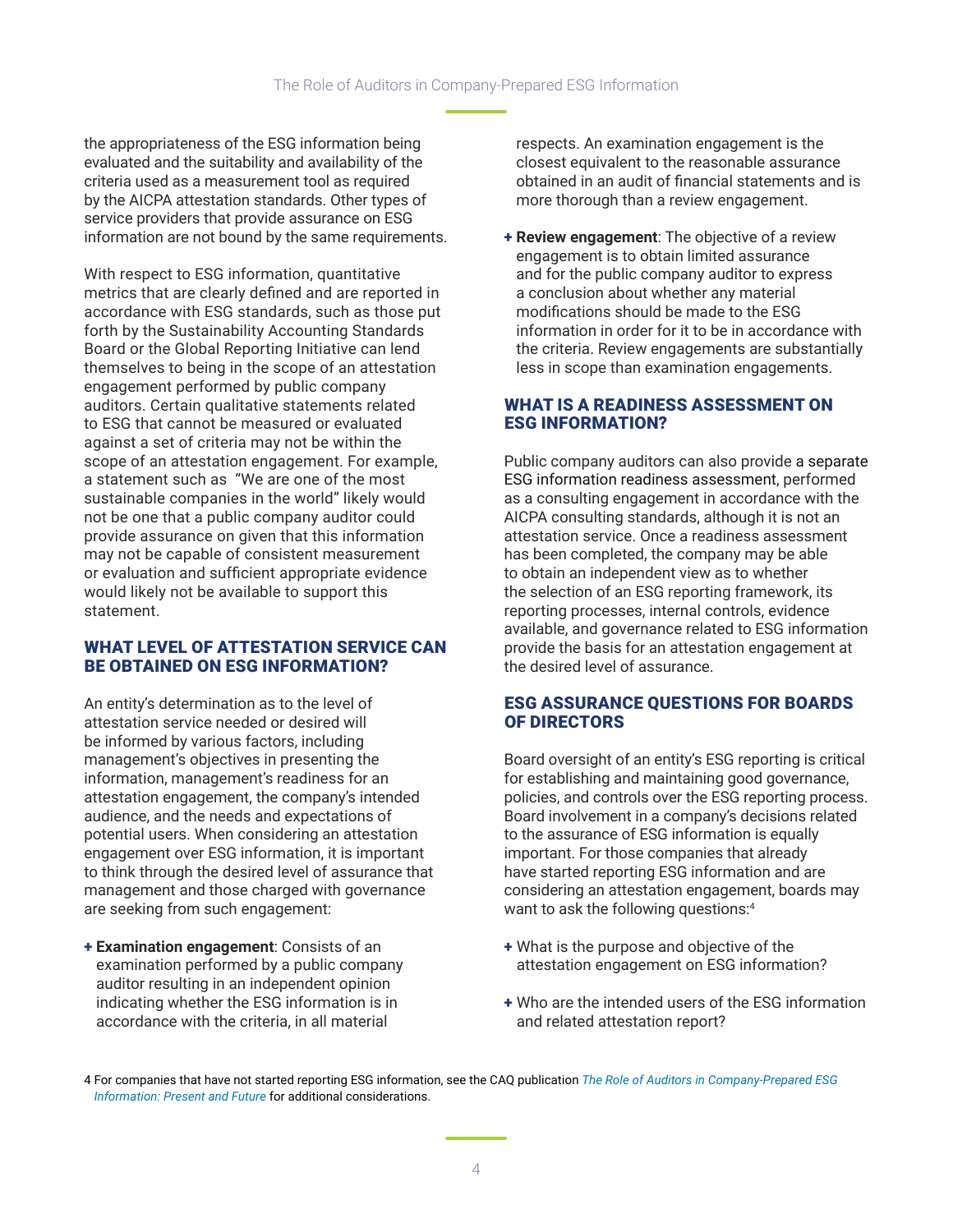the appropriateness of the ESG information being evaluated and the suitability and availability of the criteria used as a measurement tool as required by the AICPA attestation standards. Other types of service providers that provide assurance on ESG information are not bound by the same requirements.

With respect to ESG information, quantitative metrics that are clearly defined and are reported in accordance with ESG standards, such as those put forth by the Sustainability Accounting Standards Board or the Global Reporting Initiative can lend themselves to being in the scope of an attestation engagement performed by public company auditors. Certain qualitative statements related to ESG that cannot be measured or evaluated against a set of criteria may not be within the scope of an attestation engagement. For example, a statement such as "We are one of the most sustainable companies in the world" likely would not be one that a public company auditor could provide assurance on given that this information may not be capable of consistent measurement or evaluation and sufficient appropriate evidence would likely not be available to support this statement.

## WHAT LEVEL OF ATTESTATION SERVICE CAN BE OBTAINED ON ESG INFORMATION?

An entity's determination as to the level of attestation service needed or desired will be informed by various factors, including management's objectives in presenting the information, management's readiness for an attestation engagement, the company's intended audience, and the needs and expectations of potential users. When considering an attestation engagement over ESG information, it is important to think through the desired level of assurance that management and those charged with governance are seeking from such engagement:

- **Examination engagement**: Consists of an examination performed by a public company auditor resulting in an independent opinion indicating whether the ESG information is in accordance with the criteria, in all material respects. An examination engagement is the closest equivalent to the reasonable assurance obtained in an audit of financial statements and is more thorough than a review engagement.
- **Review engagement**: The objective of a review engagement is to obtain limited assurance and for the public company auditor to express a conclusion about whether any material modifications should be made to the ESG information in order for it to be in accordance with the criteria. Review engagements are substantially less in scope than examination engagements.

## WHAT IS A READINESS ASSESSMENT ON ESG INFORMATION?

Public company auditors can also provide a separate ESG information readiness assessment, performed as a consulting engagement in accordance with the AICPA consulting standards, although it is not an attestation service. Once a readiness assessment has been completed, the company may be able to obtain an independent view as to whether the selection of an ESG reporting framework, its reporting processes, internal controls, evidence available, and governance related to ESG information provide the basis for an attestation engagement at the desired level of assurance.

## ESG ASSURANCE QUESTIONS FOR BOARDS OF DIRECTORS

Board oversight of an entity's ESG reporting is critical for establishing and maintaining good governance, policies, and controls over the ESG reporting process. Board involvement in a company's decisions related to the assurance of ESG information is equally important. For those companies that already have started reporting ESG information and are considering an attestation engagement, boards may want to ask the following questions:[4]

- What is the purpose and objective of the attestation engagement on ESG information?
- Who are the intended users of the ESG information and related attestation report?

4 For companies that have not started reporting ESG information, see the CAQ publication *The Role of Auditors in Company-Prepared ESG Information: Present and Future* for additional considerations.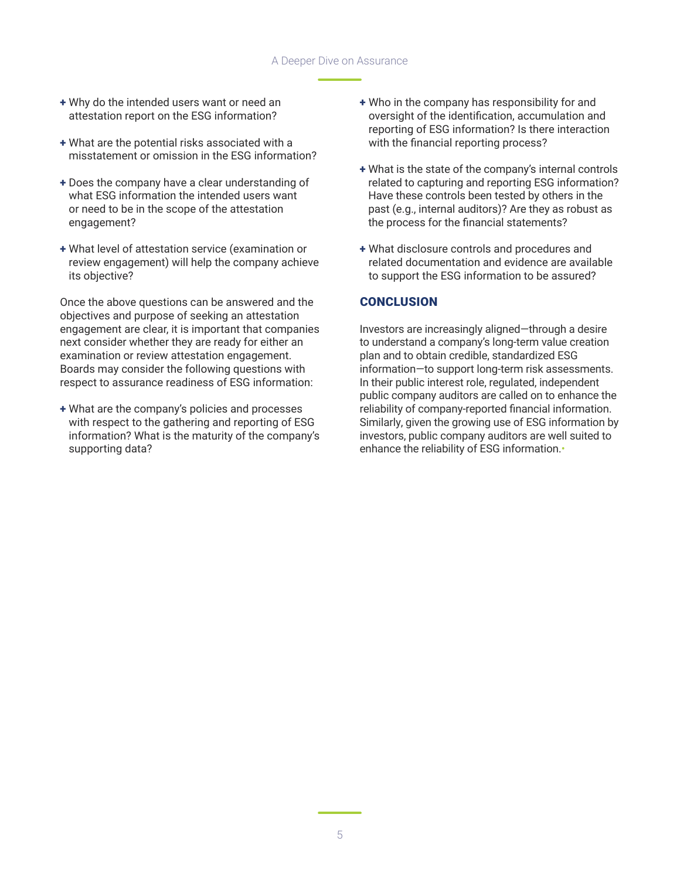- Why do the intended users want or need an attestation report on the ESG information?
- What are the potential risks associated with a misstatement or omission in the ESG information?
- Does the company have a clear understanding of what ESG information the intended users want or need to be in the scope of the attestation engagement?
- What level of attestation service (examination or review engagement) will help the company achieve its objective?

Once the above questions can be answered and the objectives and purpose of seeking an attestation engagement are clear, it is important that companies next consider whether they are ready for either an examination or review attestation engagement. Boards may consider the following questions with respect to assurance readiness of ESG information:

- What are the company's policies and processes with respect to the gathering and reporting of ESG information? What is the maturity of the company's supporting data?
- Who in the company has responsibility for and oversight of the identification, accumulation and reporting of ESG information? Is there interaction with the financial reporting process?
- What is the state of the company's internal controls related to capturing and reporting ESG information? Have these controls been tested by others in the past (e.g., internal auditors)? Are they as robust as the process for the financial statements?
- What disclosure controls and procedures and related documentation and evidence are available to support the ESG information to be assured?

## CONCLUSION

Investors are increasingly aligned—through a desire to understand a company's long-term value creation plan and to obtain credible, standardized ESG information—to support long-term risk assessments. In their public interest role, regulated, independent public company auditors are called on to enhance the reliability of company-reported financial information. Similarly, given the growing use of ESG information by investors, public company auditors are well suited to enhance the reliability of ESG information.